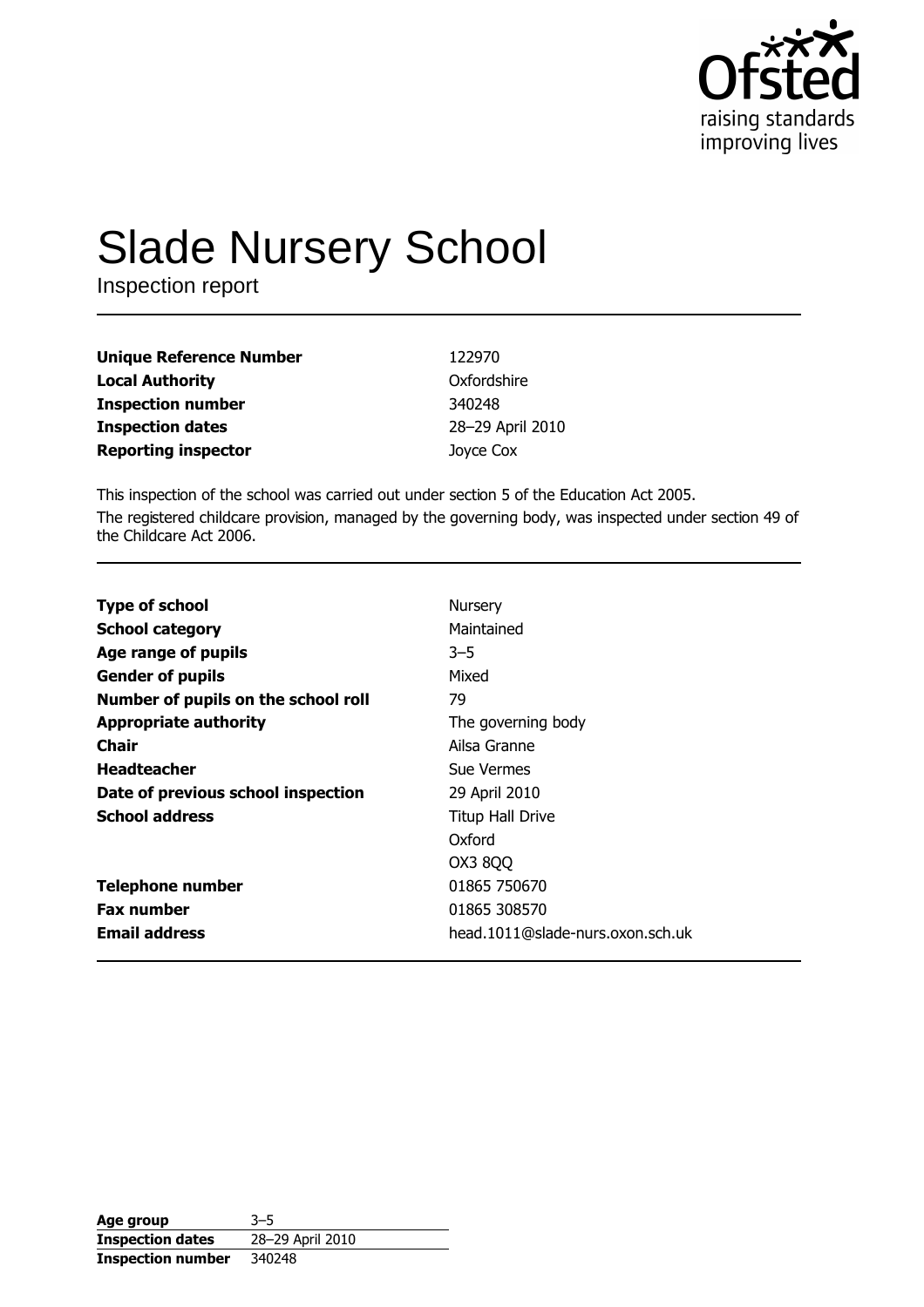Ofsted
raising standards
improving lives

# Slade Nursery School

Inspection report

| | |
|---|---|
| **Unique Reference Number** | 122970 |
| **Local Authority** | Oxfordshire |
| **Inspection number** | 340248 |
| **Inspection dates** | 28–29 April 2010 |
| **Reporting inspector** | Joyce Cox |

This inspection of the school was carried out under section 5 of the Education Act 2005.

The registered childcare provision, managed by the governing body, was inspected under section 49 of the Childcare Act 2006.

| | |
|---|---|
| **Type of school** | Nursery |
| **School category** | Maintained |
| **Age range of pupils** | 3–5 |
| **Gender of pupils** | Mixed |
| **Number of pupils on the school roll** | 79 |
| **Appropriate authority** | The governing body |
| **Chair** | Ailsa Granne |
| **Headteacher** | Sue Vermes |
| **Date of previous school inspection** | 29 April 2010 |
| **School address** | Titup Hall Drive<br>Oxford<br>OX3 8QQ |
| **Telephone number** | 01865 750670 |
| **Fax number** | 01865 308570 |
| **Email address** | head.1011@slade-nurs.oxon.sch.uk |

| | |
|---|---|
| **Age group** | 3–5 |
| **Inspection dates** | 28–29 April 2010 |
| **Inspection number** | 340248 |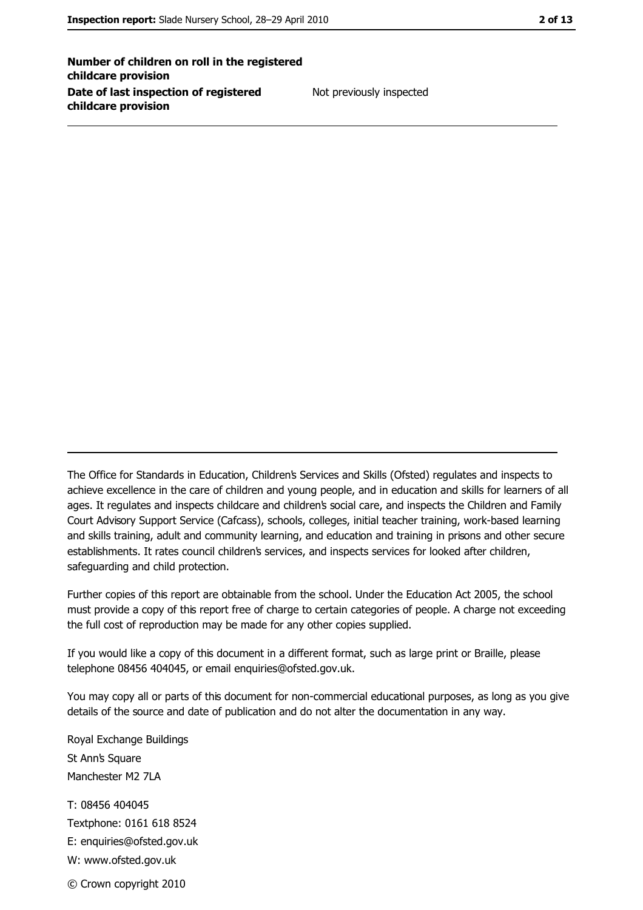| | |
|---|---|
| **Number of children on roll in the registered childcare provision** | |
| **Date of last inspection of registered childcare provision** | Not previously inspected |

The Office for Standards in Education, Children's Services and Skills (Ofsted) regulates and inspects to achieve excellence in the care of children and young people, and in education and skills for learners of all ages. It regulates and inspects childcare and children's social care, and inspects the Children and Family Court Advisory Support Service (Cafcass), schools, colleges, initial teacher training, work-based learning and skills training, adult and community learning, and education and training in prisons and other secure establishments. It rates council children's services, and inspects services for looked after children, safeguarding and child protection.

Further copies of this report are obtainable from the school. Under the Education Act 2005, the school must provide a copy of this report free of charge to certain categories of people. A charge not exceeding the full cost of reproduction may be made for any other copies supplied.

If you would like a copy of this document in a different format, such as large print or Braille, please telephone 08456 404045, or email enquiries@ofsted.gov.uk.

You may copy all or parts of this document for non-commercial educational purposes, as long as you give details of the source and date of publication and do not alter the documentation in any way.

Royal Exchange Buildings
St Ann's Square
Manchester M2 7LA

T: 08456 404045
Textphone: 0161 618 8524
E: enquiries@ofsted.gov.uk
W: www.ofsted.gov.uk

© Crown copyright 2010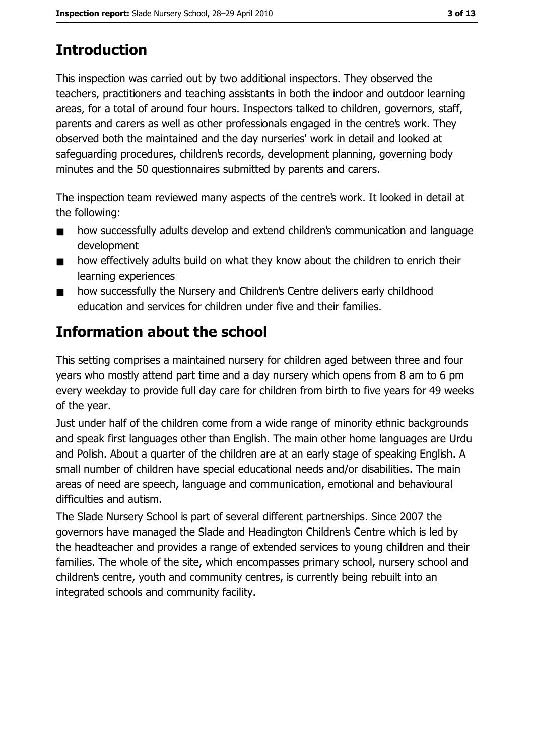## Introduction

This inspection was carried out by two additional inspectors. They observed the teachers, practitioners and teaching assistants in both the indoor and outdoor learning areas, for a total of around four hours. Inspectors talked to children, governors, staff, parents and carers as well as other professionals engaged in the centre's work. They observed both the maintained and the day nurseries' work in detail and looked at safeguarding procedures, children's records, development planning, governing body minutes and the 50 questionnaires submitted by parents and carers.

The inspection team reviewed many aspects of the centre's work. It looked in detail at the following:

- how successfully adults develop and extend children's communication and language development
- how effectively adults build on what they know about the children to enrich their learning experiences
- how successfully the Nursery and Children's Centre delivers early childhood education and services for children under five and their families.

## Information about the school

This setting comprises a maintained nursery for children aged between three and four years who mostly attend part time and a day nursery which opens from 8 am to 6 pm every weekday to provide full day care for children from birth to five years for 49 weeks of the year.

Just under half of the children come from a wide range of minority ethnic backgrounds and speak first languages other than English. The main other home languages are Urdu and Polish. About a quarter of the children are at an early stage of speaking English. A small number of children have special educational needs and/or disabilities. The main areas of need are speech, language and communication, emotional and behavioural difficulties and autism.

The Slade Nursery School is part of several different partnerships. Since 2007 the governors have managed the Slade and Headington Children's Centre which is led by the headteacher and provides a range of extended services to young children and their families. The whole of the site, which encompasses primary school, nursery school and children's centre, youth and community centres, is currently being rebuilt into an integrated schools and community facility.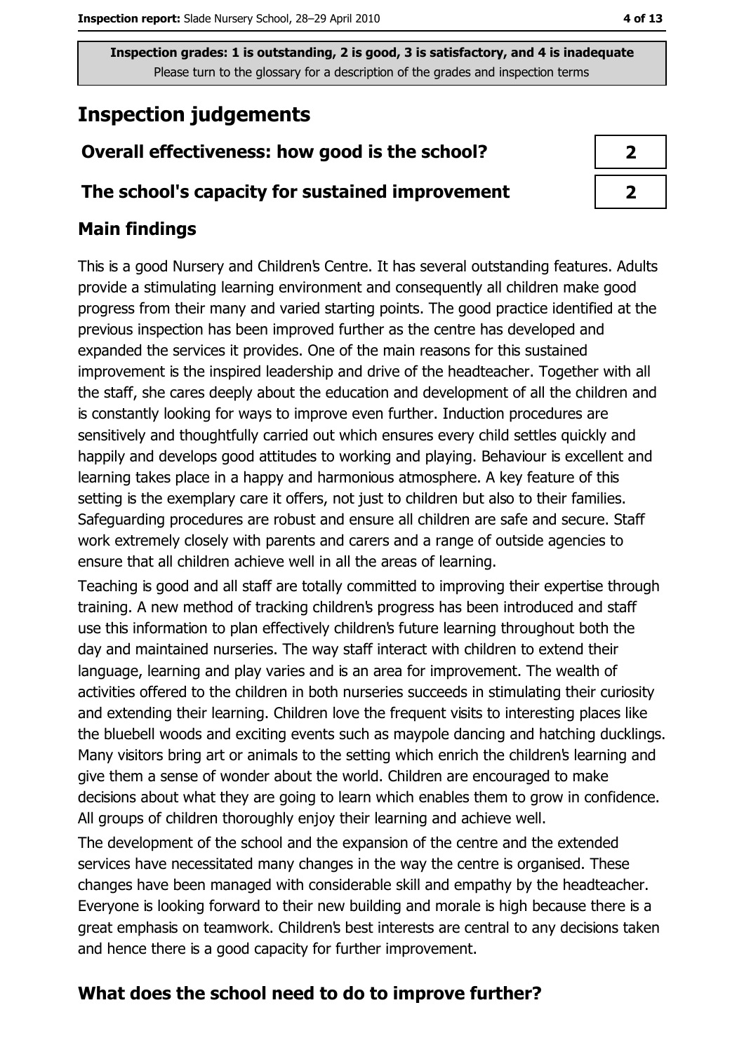Inspection grades: 1 is outstanding, 2 is good, 3 is satisfactory, and 4 is inadequate
Please turn to the glossary for a description of the grades and inspection terms

# Inspection judgements

| Overall effectiveness: how good is the school? | 2 |
| --- | --- |
| The school's capacity for sustained improvement | 2 |

## Main findings

This is a good Nursery and Children's Centre. It has several outstanding features. Adults provide a stimulating learning environment and consequently all children make good progress from their many and varied starting points. The good practice identified at the previous inspection has been improved further as the centre has developed and expanded the services it provides. One of the main reasons for this sustained improvement is the inspired leadership and drive of the headteacher. Together with all the staff, she cares deeply about the education and development of all the children and is constantly looking for ways to improve even further. Induction procedures are sensitively and thoughtfully carried out which ensures every child settles quickly and happily and develops good attitudes to working and playing. Behaviour is excellent and learning takes place in a happy and harmonious atmosphere. A key feature of this setting is the exemplary care it offers, not just to children but also to their families. Safeguarding procedures are robust and ensure all children are safe and secure. Staff work extremely closely with parents and carers and a range of outside agencies to ensure that all children achieve well in all the areas of learning.

Teaching is good and all staff are totally committed to improving their expertise through training. A new method of tracking children's progress has been introduced and staff use this information to plan effectively children's future learning throughout both the day and maintained nurseries. The way staff interact with children to extend their language, learning and play varies and is an area for improvement. The wealth of activities offered to the children in both nurseries succeeds in stimulating their curiosity and extending their learning. Children love the frequent visits to interesting places like the bluebell woods and exciting events such as maypole dancing and hatching ducklings. Many visitors bring art or animals to the setting which enrich the children's learning and give them a sense of wonder about the world. Children are encouraged to make decisions about what they are going to learn which enables them to grow in confidence. All groups of children thoroughly enjoy their learning and achieve well.

The development of the school and the expansion of the centre and the extended services have necessitated many changes in the way the centre is organised. These changes have been managed with considerable skill and empathy by the headteacher. Everyone is looking forward to their new building and morale is high because there is a great emphasis on teamwork. Children's best interests are central to any decisions taken and hence there is a good capacity for further improvement.

## What does the school need to do to improve further?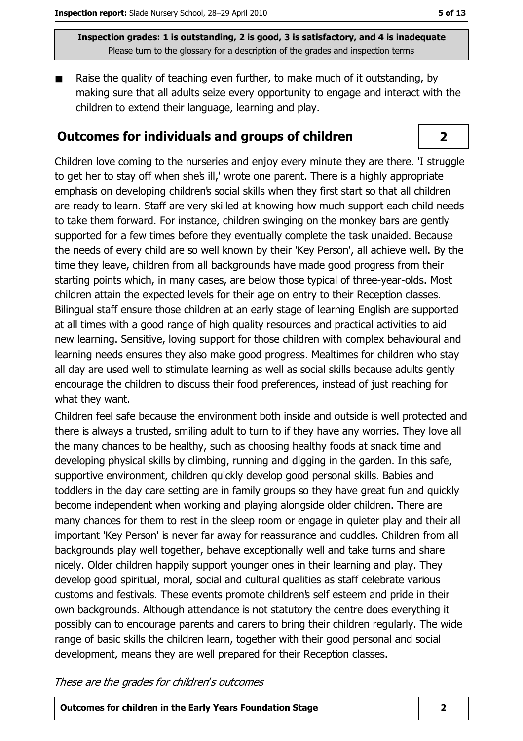Inspection grades: 1 is outstanding, 2 is good, 3 is satisfactory, and 4 is inadequate
Please turn to the glossary for a description of the grades and inspection terms

- Raise the quality of teaching even further, to make much of it outstanding, by making sure that all adults seize every opportunity to engage and interact with the children to extend their language, learning and play.

## Outcomes for individuals and groups of children — 2

Children love coming to the nurseries and enjoy every minute they are there. 'I struggle to get her to stay off when she's ill,' wrote one parent. There is a highly appropriate emphasis on developing children's social skills when they first start so that all children are ready to learn. Staff are very skilled at knowing how much support each child needs to take them forward. For instance, children swinging on the monkey bars are gently supported for a few times before they eventually complete the task unaided. Because the needs of every child are so well known by their 'Key Person', all achieve well. By the time they leave, children from all backgrounds have made good progress from their starting points which, in many cases, are below those typical of three-year-olds. Most children attain the expected levels for their age on entry to their Reception classes. Bilingual staff ensure those children at an early stage of learning English are supported at all times with a good range of high quality resources and practical activities to aid new learning. Sensitive, loving support for those children with complex behavioural and learning needs ensures they also make good progress. Mealtimes for children who stay all day are used well to stimulate learning as well as social skills because adults gently encourage the children to discuss their food preferences, instead of just reaching for what they want.

Children feel safe because the environment both inside and outside is well protected and there is always a trusted, smiling adult to turn to if they have any worries. They love all the many chances to be healthy, such as choosing healthy foods at snack time and developing physical skills by climbing, running and digging in the garden. In this safe, supportive environment, children quickly develop good personal skills. Babies and toddlers in the day care setting are in family groups so they have great fun and quickly become independent when working and playing alongside older children. There are many chances for them to rest in the sleep room or engage in quieter play and their all important 'Key Person' is never far away for reassurance and cuddles. Children from all backgrounds play well together, behave exceptionally well and take turns and share nicely. Older children happily support younger ones in their learning and play. They develop good spiritual, moral, social and cultural qualities as staff celebrate various customs and festivals. These events promote children's self esteem and pride in their own backgrounds. Although attendance is not statutory the centre does everything it possibly can to encourage parents and carers to bring their children regularly. The wide range of basic skills the children learn, together with their good personal and social development, means they are well prepared for their Reception classes.

*These are the grades for children's outcomes*

| Outcomes for children in the Early Years Foundation Stage | 2 |
|---|---|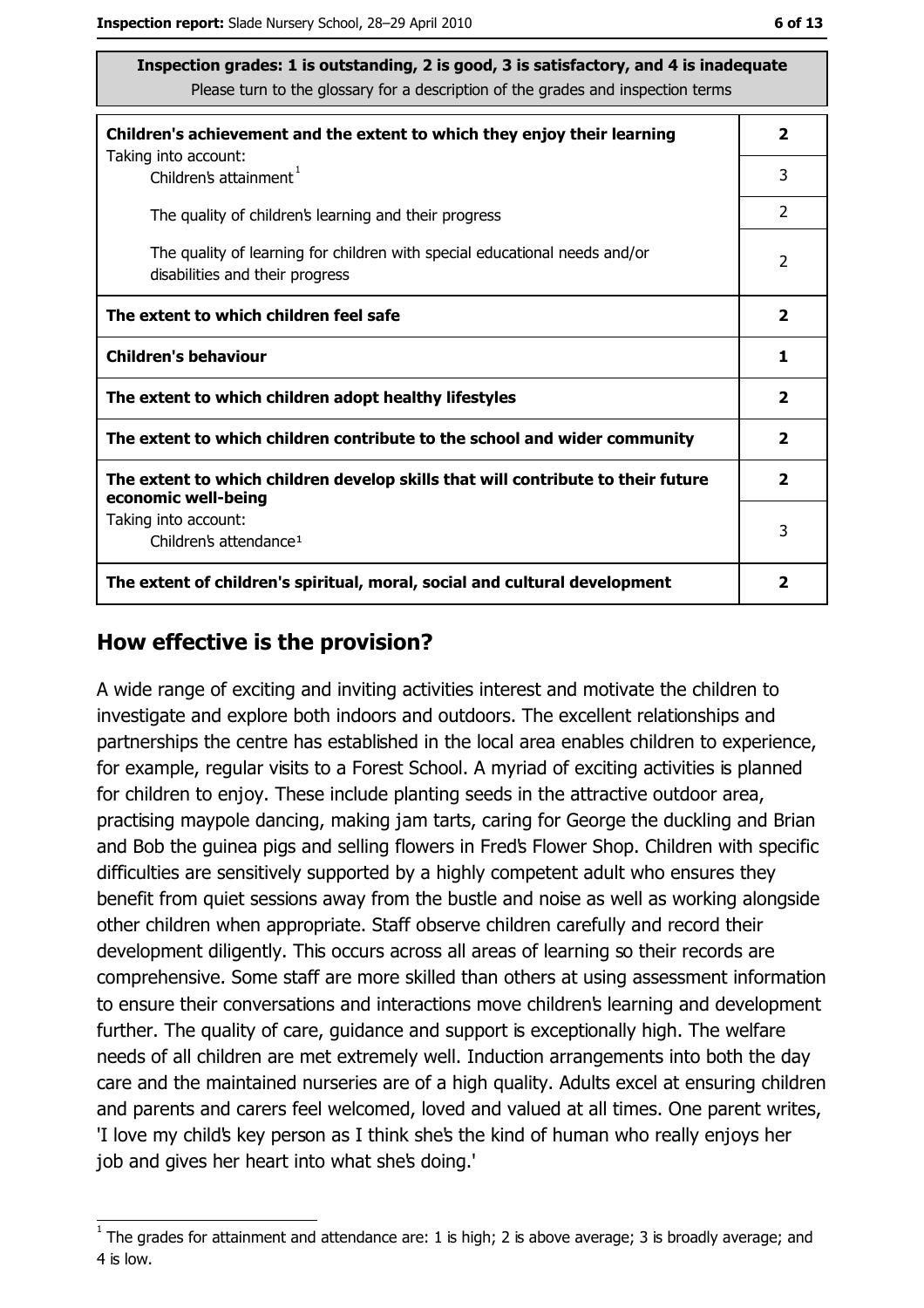| Inspection grades: 1 is outstanding, 2 is good, 3 is satisfactory, and 4 is inadequate<br>Please turn to the glossary for a description of the grades and inspection terms | |
|---|---|
| **Children's achievement and the extent to which they enjoy their learning** | **2** |
| Taking into account:<br>Children's attainment[1] | 3 |
| The quality of children's learning and their progress | 2 |
| The quality of learning for children with special educational needs and/or disabilities and their progress | 2 |
| **The extent to which children feel safe** | **2** |
| **Children's behaviour** | **1** |
| **The extent to which children adopt healthy lifestyles** | **2** |
| **The extent to which children contribute to the school and wider community** | **2** |
| **The extent to which children develop skills that will contribute to their future economic well-being** | **2** |
| Taking into account:<br>Children's attendance[1] | 3 |
| **The extent of children's spiritual, moral, social and cultural development** | **2** |

## How effective is the provision?

A wide range of exciting and inviting activities interest and motivate the children to investigate and explore both indoors and outdoors. The excellent relationships and partnerships the centre has established in the local area enables children to experience, for example, regular visits to a Forest School. A myriad of exciting activities is planned for children to enjoy. These include planting seeds in the attractive outdoor area, practising maypole dancing, making jam tarts, caring for George the duckling and Brian and Bob the guinea pigs and selling flowers in Fred's Flower Shop. Children with specific difficulties are sensitively supported by a highly competent adult who ensures they benefit from quiet sessions away from the bustle and noise as well as working alongside other children when appropriate. Staff observe children carefully and record their development diligently. This occurs across all areas of learning so their records are comprehensive. Some staff are more skilled than others at using assessment information to ensure their conversations and interactions move children's learning and development further. The quality of care, guidance and support is exceptionally high. The welfare needs of all children are met extremely well. Induction arrangements into both the day care and the maintained nurseries are of a high quality. Adults excel at ensuring children and parents and carers feel welcomed, loved and valued at all times. One parent writes, 'I love my child's key person as I think she's the kind of human who really enjoys her job and gives her heart into what she's doing.'

[1] The grades for attainment and attendance are: 1 is high; 2 is above average; 3 is broadly average; and 4 is low.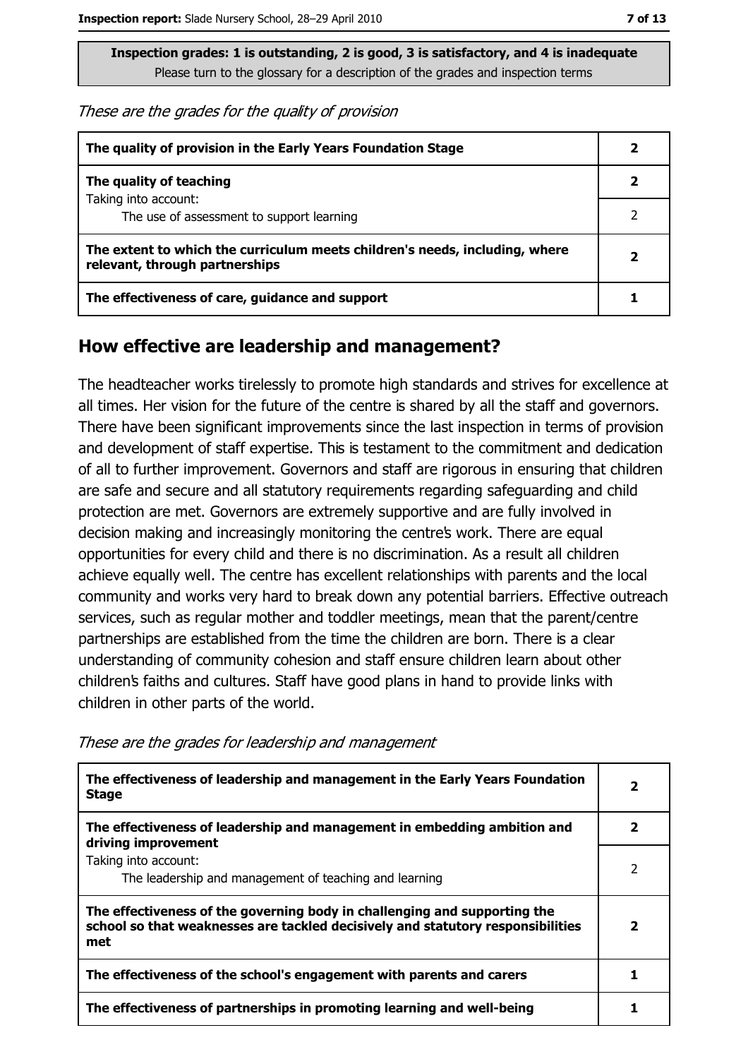**Inspection grades: 1 is outstanding, 2 is good, 3 is satisfactory, and 4 is inadequate**
Please turn to the glossary for a description of the grades and inspection terms

*These are the grades for the quality of provision*

| | |
|---|---|
| **The quality of provision in the Early Years Foundation Stage** | **2** |
| **The quality of teaching** | **2** |
| Taking into account: The use of assessment to support learning | 2 |
| **The extent to which the curriculum meets children's needs, including, where relevant, through partnerships** | **2** |
| **The effectiveness of care, guidance and support** | **1** |

## How effective are leadership and management?

The headteacher works tirelessly to promote high standards and strives for excellence at all times. Her vision for the future of the centre is shared by all the staff and governors. There have been significant improvements since the last inspection in terms of provision and development of staff expertise. This is testament to the commitment and dedication of all to further improvement. Governors and staff are rigorous in ensuring that children are safe and secure and all statutory requirements regarding safeguarding and child protection are met. Governors are extremely supportive and are fully involved in decision making and increasingly monitoring the centre's work. There are equal opportunities for every child and there is no discrimination. As a result all children achieve equally well. The centre has excellent relationships with parents and the local community and works very hard to break down any potential barriers. Effective outreach services, such as regular mother and toddler meetings, mean that the parent/centre partnerships are established from the time the children are born. There is a clear understanding of community cohesion and staff ensure children learn about other children's faiths and cultures. Staff have good plans in hand to provide links with children in other parts of the world.

*These are the grades for leadership and management*

| | |
|---|---|
| **The effectiveness of leadership and management in the Early Years Foundation Stage** | **2** |
| **The effectiveness of leadership and management in embedding ambition and driving improvement** | **2** |
| Taking into account: The leadership and management of teaching and learning | 2 |
| **The effectiveness of the governing body in challenging and supporting the school so that weaknesses are tackled decisively and statutory responsibilities met** | **2** |
| **The effectiveness of the school's engagement with parents and carers** | **1** |
| **The effectiveness of partnerships in promoting learning and well-being** | **1** |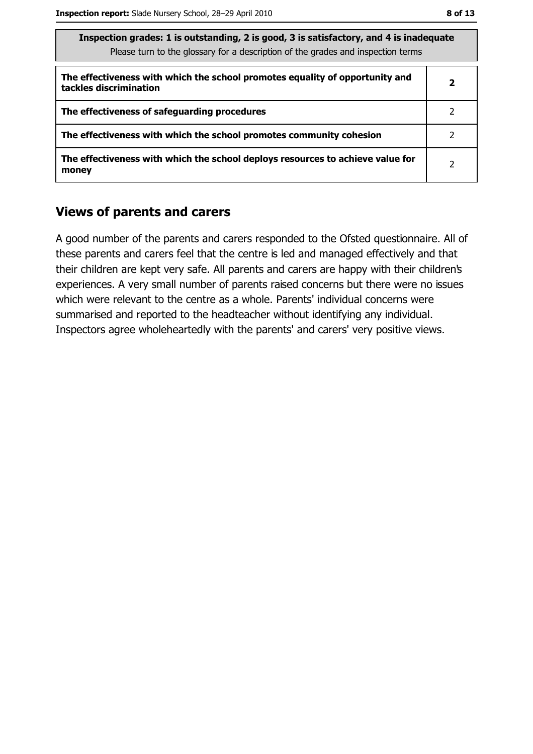| Inspection grades: 1 is outstanding, 2 is good, 3 is satisfactory, and 4 is inadequate<br>Please turn to the glossary for a description of the grades and inspection terms | |
|---|---|
| **The effectiveness with which the school promotes equality of opportunity and tackles discrimination** | **2** |
| **The effectiveness of safeguarding procedures** | 2 |
| **The effectiveness with which the school promotes community cohesion** | 2 |
| **The effectiveness with which the school deploys resources to achieve value for money** | 2 |

## Views of parents and carers

A good number of the parents and carers responded to the Ofsted questionnaire. All of these parents and carers feel that the centre is led and managed effectively and that their children are kept very safe. All parents and carers are happy with their children's experiences. A very small number of parents raised concerns but there were no issues which were relevant to the centre as a whole. Parents' individual concerns were summarised and reported to the headteacher without identifying any individual. Inspectors agree wholeheartedly with the parents' and carers' very positive views.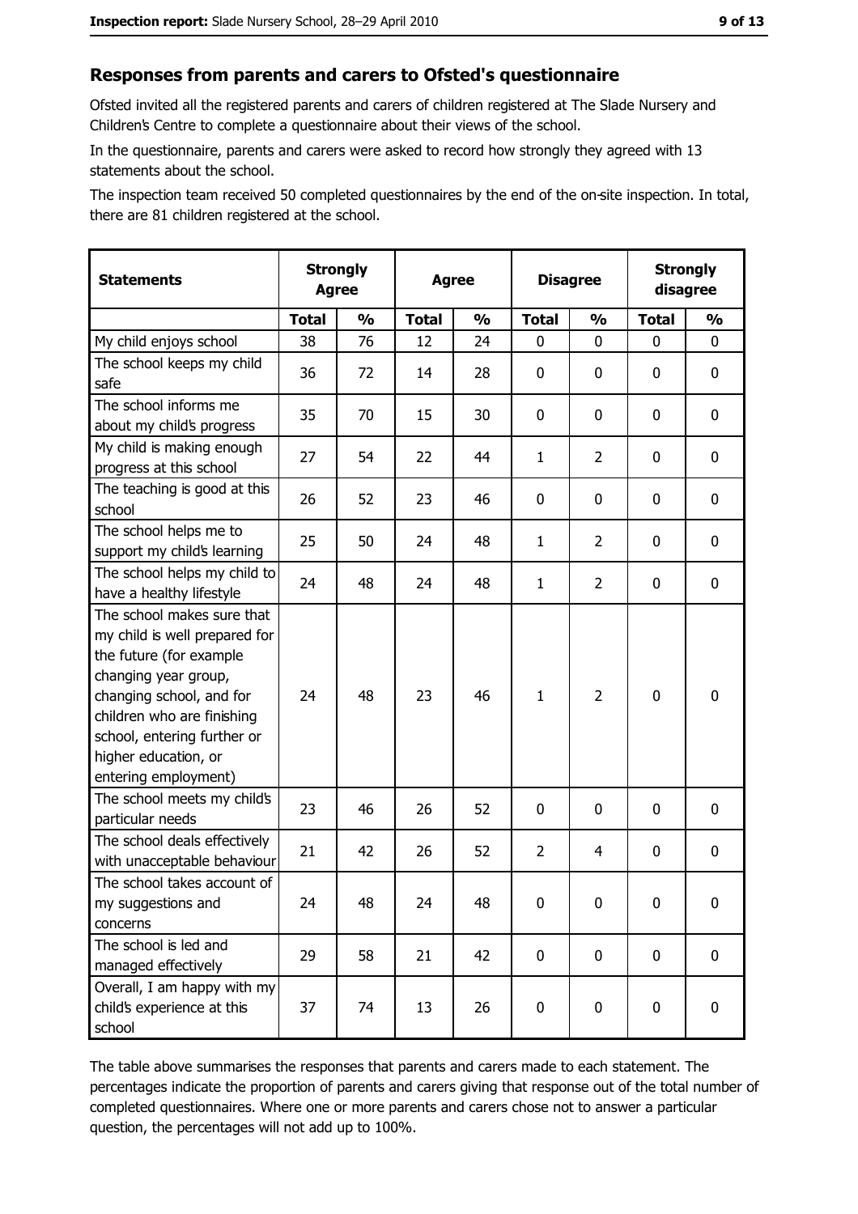## Responses from parents and carers to Ofsted's questionnaire

Ofsted invited all the registered parents and carers of children registered at The Slade Nursery and Children's Centre to complete a questionnaire about their views of the school.

In the questionnaire, parents and carers were asked to record how strongly they agreed with 13 statements about the school.

The inspection team received 50 completed questionnaires by the end of the on-site inspection. In total, there are 81 children registered at the school.

| Statements | Strongly Agree | | Agree | | Disagree | | Strongly disagree | |
|---|---|---|---|---|---|---|---|---|
| | Total | % | Total | % | Total | % | Total | % |
| My child enjoys school | 38 | 76 | 12 | 24 | 0 | 0 | 0 | 0 |
| The school keeps my child safe | 36 | 72 | 14 | 28 | 0 | 0 | 0 | 0 |
| The school informs me about my child's progress | 35 | 70 | 15 | 30 | 0 | 0 | 0 | 0 |
| My child is making enough progress at this school | 27 | 54 | 22 | 44 | 1 | 2 | 0 | 0 |
| The teaching is good at this school | 26 | 52 | 23 | 46 | 0 | 0 | 0 | 0 |
| The school helps me to support my child's learning | 25 | 50 | 24 | 48 | 1 | 2 | 0 | 0 |
| The school helps my child to have a healthy lifestyle | 24 | 48 | 24 | 48 | 1 | 2 | 0 | 0 |
| The school makes sure that my child is well prepared for the future (for example changing year group, changing school, and for children who are finishing school, entering further or higher education, or entering employment) | 24 | 48 | 23 | 46 | 1 | 2 | 0 | 0 |
| The school meets my child's particular needs | 23 | 46 | 26 | 52 | 0 | 0 | 0 | 0 |
| The school deals effectively with unacceptable behaviour | 21 | 42 | 26 | 52 | 2 | 4 | 0 | 0 |
| The school takes account of my suggestions and concerns | 24 | 48 | 24 | 48 | 0 | 0 | 0 | 0 |
| The school is led and managed effectively | 29 | 58 | 21 | 42 | 0 | 0 | 0 | 0 |
| Overall, I am happy with my child's experience at this school | 37 | 74 | 13 | 26 | 0 | 0 | 0 | 0 |

The table above summarises the responses that parents and carers made to each statement. The percentages indicate the proportion of parents and carers giving that response out of the total number of completed questionnaires. Where one or more parents and carers chose not to answer a particular question, the percentages will not add up to 100%.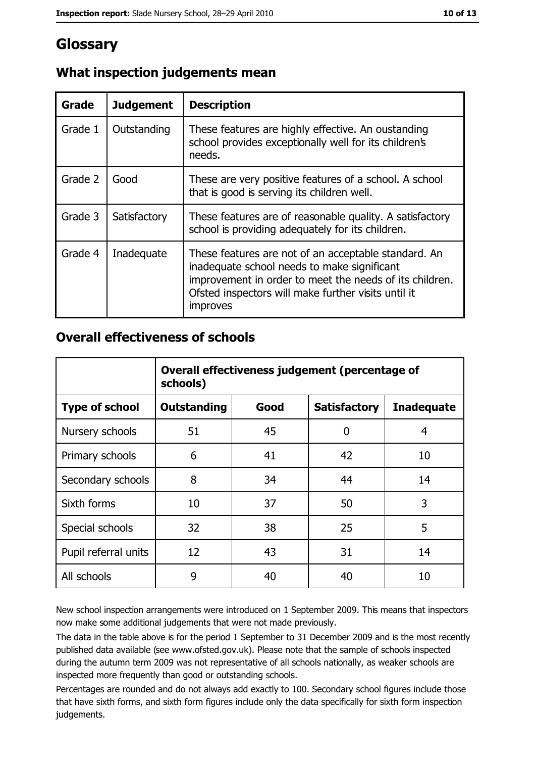# Glossary

## What inspection judgements mean

| Grade | Judgement | Description |
|---|---|---|
| Grade 1 | Outstanding | These features are highly effective. An oustanding school provides exceptionally well for its children's needs. |
| Grade 2 | Good | These are very positive features of a school. A school that is good is serving its children well. |
| Grade 3 | Satisfactory | These features are of reasonable quality. A satisfactory school is providing adequately for its children. |
| Grade 4 | Inadequate | These features are not of an acceptable standard. An inadequate school needs to make significant improvement in order to meet the needs of its children. Ofsted inspectors will make further visits until it improves |

## Overall effectiveness of schools

| | Overall effectiveness judgement (percentage of schools) | | | |
|---|---|---|---|---|
| **Type of school** | **Outstanding** | **Good** | **Satisfactory** | **Inadequate** |
| Nursery schools | 51 | 45 | 0 | 4 |
| Primary schools | 6 | 41 | 42 | 10 |
| Secondary schools | 8 | 34 | 44 | 14 |
| Sixth forms | 10 | 37 | 50 | 3 |
| Special schools | 32 | 38 | 25 | 5 |
| Pupil referral units | 12 | 43 | 31 | 14 |
| All schools | 9 | 40 | 40 | 10 |

New school inspection arrangements were introduced on 1 September 2009. This means that inspectors now make some additional judgements that were not made previously.

The data in the table above is for the period 1 September to 31 December 2009 and is the most recently published data available (see www.ofsted.gov.uk). Please note that the sample of schools inspected during the autumn term 2009 was not representative of all schools nationally, as weaker schools are inspected more frequently than good or outstanding schools.

Percentages are rounded and do not always add exactly to 100. Secondary school figures include those that have sixth forms, and sixth form figures include only the data specifically for sixth form inspection judgements.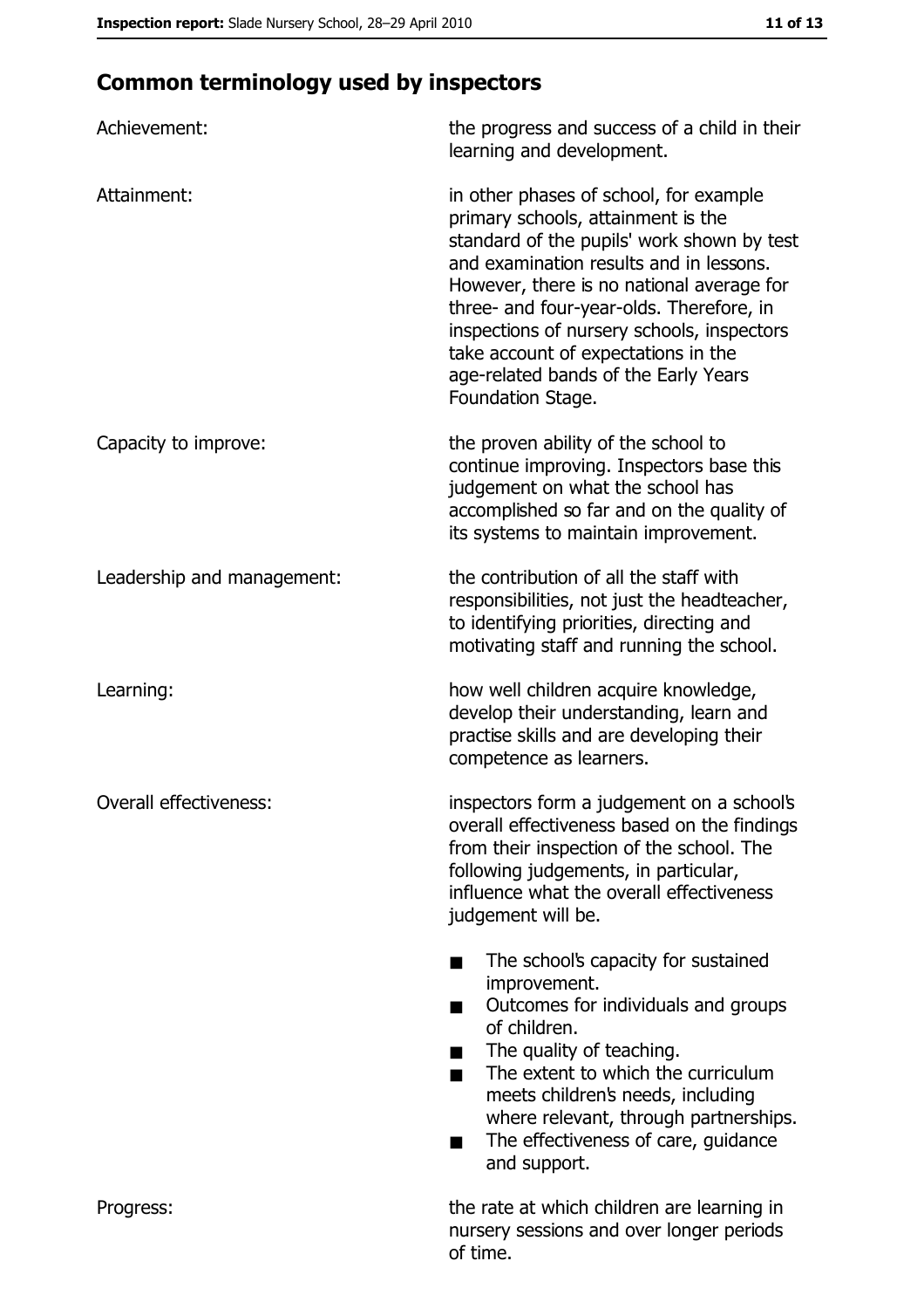## Common terminology used by inspectors

**Achievement:** the progress and success of a child in their learning and development.

**Attainment:** in other phases of school, for example primary schools, attainment is the standard of the pupils' work shown by test and examination results and in lessons. However, there is no national average for three- and four-year-olds. Therefore, in inspections of nursery schools, inspectors take account of expectations in the age-related bands of the Early Years Foundation Stage.

**Capacity to improve:** the proven ability of the school to continue improving. Inspectors base this judgement on what the school has accomplished so far and on the quality of its systems to maintain improvement.

**Leadership and management:** the contribution of all the staff with responsibilities, not just the headteacher, to identifying priorities, directing and motivating staff and running the school.

**Learning:** how well children acquire knowledge, develop their understanding, learn and practise skills and are developing their competence as learners.

**Overall effectiveness:** inspectors form a judgement on a school's overall effectiveness based on the findings from their inspection of the school. The following judgements, in particular, influence what the overall effectiveness judgement will be.

- The school's capacity for sustained improvement.
- Outcomes for individuals and groups of children.
- The quality of teaching.
- The extent to which the curriculum meets children's needs, including where relevant, through partnerships.
- The effectiveness of care, guidance and support.

**Progress:** the rate at which children are learning in nursery sessions and over longer periods of time.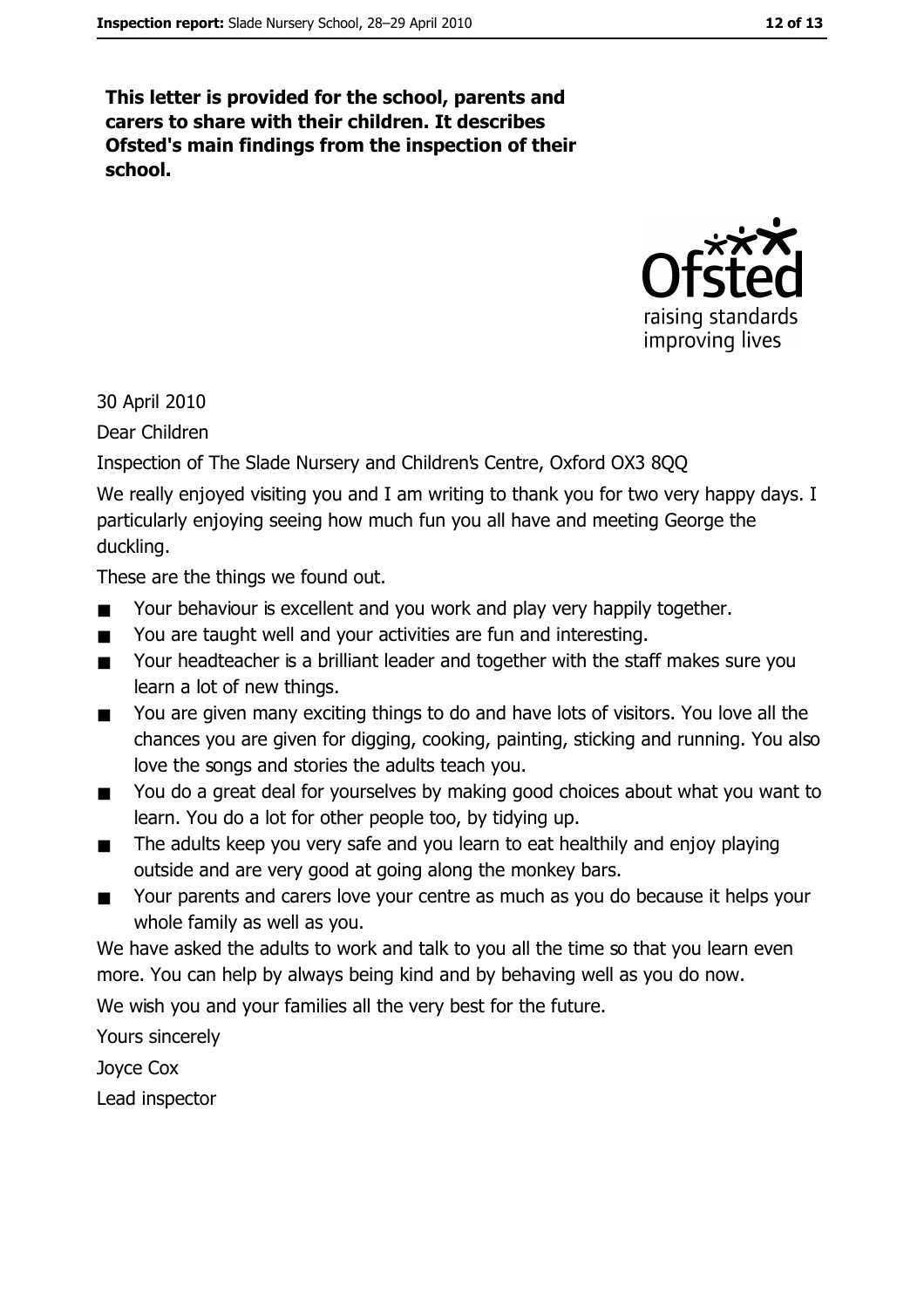**This letter is provided for the school, parents and carers to share with their children. It describes Ofsted's main findings from the inspection of their school.**

30 April 2010

Dear Children

Inspection of The Slade Nursery and Children's Centre, Oxford OX3 8QQ

We really enjoyed visiting you and I am writing to thank you for two very happy days. I particularly enjoying seeing how much fun you all have and meeting George the duckling.

These are the things we found out.

- Your behaviour is excellent and you work and play very happily together.
- You are taught well and your activities are fun and interesting.
- Your headteacher is a brilliant leader and together with the staff makes sure you learn a lot of new things.
- You are given many exciting things to do and have lots of visitors. You love all the chances you are given for digging, cooking, painting, sticking and running. You also love the songs and stories the adults teach you.
- You do a great deal for yourselves by making good choices about what you want to learn. You do a lot for other people too, by tidying up.
- The adults keep you very safe and you learn to eat healthily and enjoy playing outside and are very good at going along the monkey bars.
- Your parents and carers love your centre as much as you do because it helps your whole family as well as you.

We have asked the adults to work and talk to you all the time so that you learn even more. You can help by always being kind and by behaving well as you do now.

We wish you and your families all the very best for the future.

Yours sincerely

Joyce Cox

Lead inspector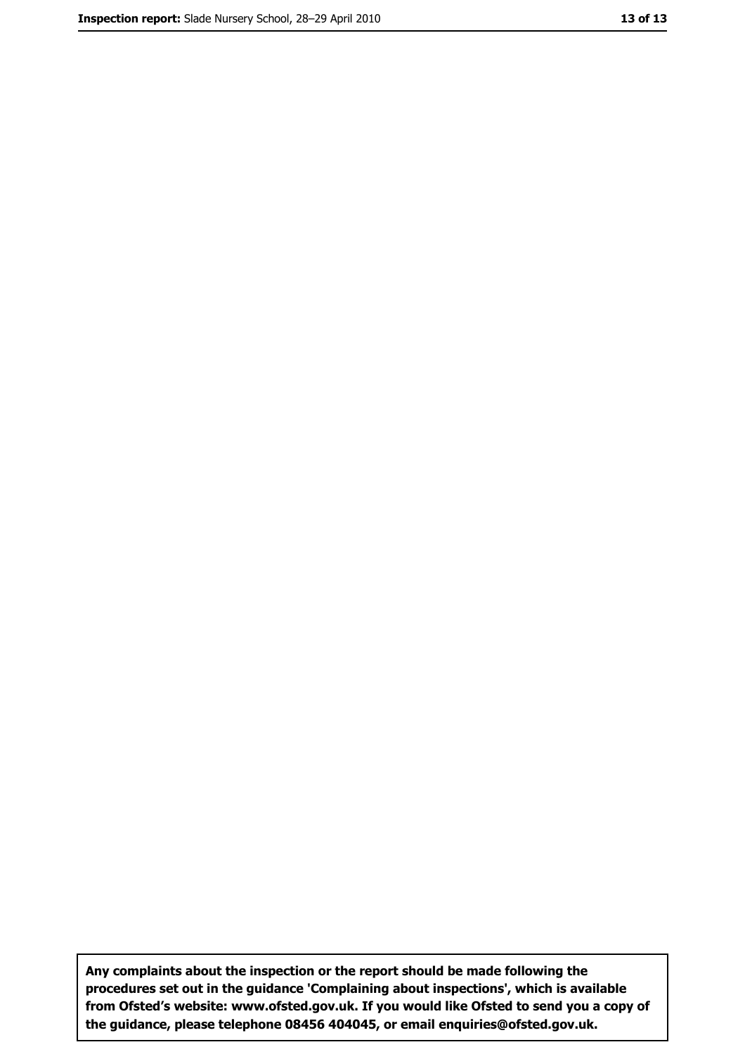**Any complaints about the inspection or the report should be made following the procedures set out in the guidance 'Complaining about inspections', which is available from Ofsted's website: www.ofsted.gov.uk. If you would like Ofsted to send you a copy of the guidance, please telephone 08456 404045, or email enquiries@ofsted.gov.uk.**